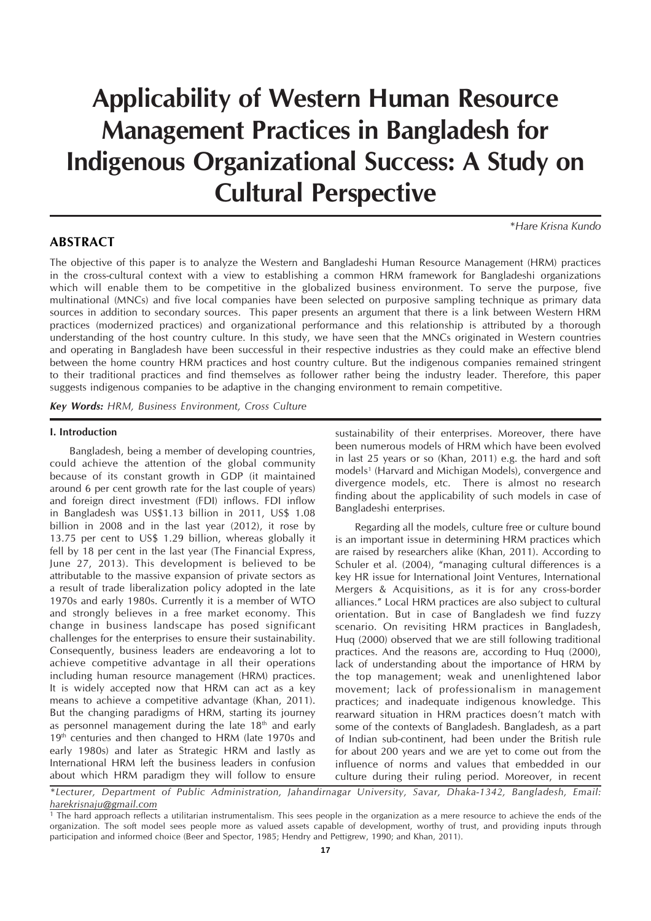# Applicability of Western Human Resource Management Practices in Bangladesh for Indigenous Organizational Success: A Study on Cultural Perspective

*\*Hare Krisna Kundo*

## ABSTRACT

The objective of this paper is to analyze the Western and Bangladeshi Human Resource Management (HRM) practices in the cross-cultural context with a view to establishing a common HRM framework for Bangladeshi organizations which will enable them to be competitive in the globalized business environment. To serve the purpose, five multinational (MNCs) and five local companies have been selected on purposive sampling technique as primary data sources in addition to secondary sources. This paper presents an argument that there is a link between Western HRM practices (modernized practices) and organizational performance and this relationship is attributed by a thorough understanding of the host country culture. In this study, we have seen that the MNCs originated in Western countries and operating in Bangladesh have been successful in their respective industries as they could make an effective blend between the home country HRM practices and host country culture. But the indigenous companies remained stringent to their traditional practices and find themselves as follower rather being the industry leader. Therefore, this paper suggests indigenous companies to be adaptive in the changing environment to remain competitive.

***Key Words:*** *HRM, Business Environment, Cross Culture*

### I. Introduction

Bangladesh, being a member of developing countries, could achieve the attention of the global community because of its constant growth in GDP (it maintained around 6 per cent growth rate for the last couple of years) and foreign direct investment (FDI) inflows. FDI inflow in Bangladesh was US$1.13 billion in 2011, US$ 1.08 billion in 2008 and in the last year (2012), it rose by 13.75 per cent to US$ 1.29 billion, whereas globally it fell by 18 per cent in the last year (The Financial Express, June 27, 2013). This development is believed to be attributable to the massive expansion of private sectors as a result of trade liberalization policy adopted in the late 1970s and early 1980s. Currently it is a member of WTO and strongly believes in a free market economy. This change in business landscape has posed significant challenges for the enterprises to ensure their sustainability. Consequently, business leaders are endeavoring a lot to achieve competitive advantage in all their operations including human resource management (HRM) practices. It is widely accepted now that HRM can act as a key means to achieve a competitive advantage (Khan, 2011). But the changing paradigms of HRM, starting its journey as personnel management during the late 18th and early 19th centuries and then changed to HRM (late 1970s and early 1980s) and later as Strategic HRM and lastly as International HRM left the business leaders in confusion about which HRM paradigm they will follow to ensure sustainability of their enterprises. Moreover, there have been numerous models of HRM which have been evolved in last 25 years or so (Khan, 2011) e.g. the hard and soft models[1] (Harvard and Michigan Models), convergence and divergence models, etc. There is almost no research finding about the applicability of such models in case of Bangladeshi enterprises.

Regarding all the models, culture free or culture bound is an important issue in determining HRM practices which are raised by researchers alike (Khan, 2011). According to Schuler et al. (2004), "managing cultural differences is a key HR issue for International Joint Ventures, International Mergers & Acquisitions, as it is for any cross-border alliances." Local HRM practices are also subject to cultural orientation. But in case of Bangladesh we find fuzzy scenario. On revisiting HRM practices in Bangladesh, Huq (2000) observed that we are still following traditional practices. And the reasons are, according to Huq (2000), lack of understanding about the importance of HRM by the top management; weak and unenlightened labor movement; lack of professionalism in management practices; and inadequate indigenous knowledge. This rearward situation in HRM practices doesn't match with some of the contexts of Bangladesh. Bangladesh, as a part of Indian sub-continent, had been under the British rule for about 200 years and we are yet to come out from the influence of norms and values that embedded in our culture during their ruling period. Moreover, in recent

*\*Lecturer, Department of Public Administration, Jahandirnagar University, Savar, Dhaka-1342, Bangladesh, Email: harekrisnaju@gmail.com*

[1] The hard approach reflects a utilitarian instrumentalism. This sees people in the organization as a mere resource to achieve the ends of the organization. The soft model sees people more as valued assets capable of development, worthy of trust, and providing inputs through participation and informed choice (Beer and Spector, 1985; Hendry and Pettigrew, 1990; and Khan, 2011).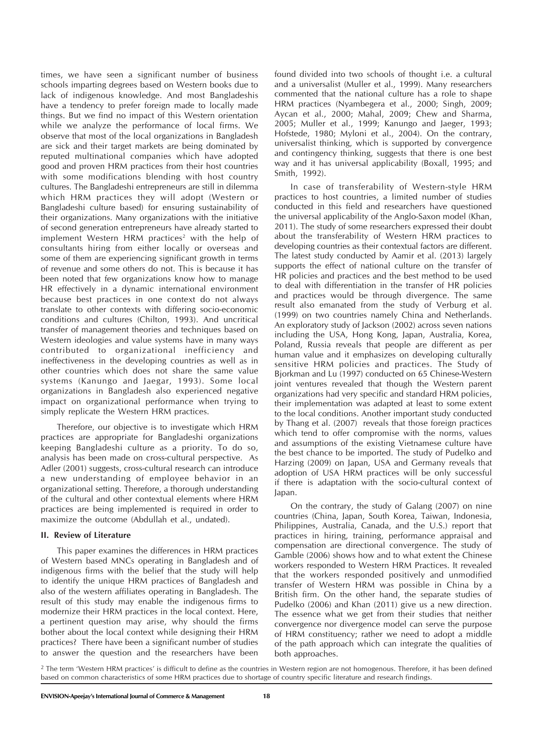times, we have seen a significant number of business schools imparting degrees based on Western books due to lack of indigenous knowledge. And most Bangladeshis have a tendency to prefer foreign made to locally made things. But we find no impact of this Western orientation while we analyze the performance of local firms. We observe that most of the local organizations in Bangladesh are sick and their target markets are being dominated by reputed multinational companies which have adopted good and proven HRM practices from their host countries with some modifications blending with host country cultures. The Bangladeshi entrepreneurs are still in dilemma which HRM practices they will adopt (Western or Bangladeshi culture based) for ensuring sustainability of their organizations. Many organizations with the initiative of second generation entrepreneurs have already started to implement Western HRM practices[2] with the help of consultants hiring from either locally or overseas and some of them are experiencing significant growth in terms of revenue and some others do not. This is because it has been noted that few organizations know how to manage HR effectively in a dynamic international environment because best practices in one context do not always translate to other contexts with differing socio-economic conditions and cultures (Chilton, 1993). And uncritical transfer of management theories and techniques based on Western ideologies and value systems have in many ways contributed to organizational inefficiency and ineffectiveness in the developing countries as well as in other countries which does not share the same value systems (Kanungo and Jaegar, 1993). Some local organizations in Bangladesh also experienced negative impact on organizational performance when trying to simply replicate the Western HRM practices.

Therefore, our objective is to investigate which HRM practices are appropriate for Bangladeshi organizations keeping Bangladeshi culture as a priority. To do so, analysis has been made on cross-cultural perspective. As Adler (2001) suggests, cross-cultural research can introduce a new understanding of employee behavior in an organizational setting. Therefore, a thorough understanding of the cultural and other contextual elements where HRM practices are being implemented is required in order to maximize the outcome (Abdullah et al., undated).

## II. Review of Literature

This paper examines the differences in HRM practices of Western based MNCs operating in Bangladesh and of indigenous firms with the belief that the study will help to identify the unique HRM practices of Bangladesh and also of the western affiliates operating in Bangladesh. The result of this study may enable the indigenous firms to modernize their HRM practices in the local context. Here, a pertinent question may arise, why should the firms bother about the local context while designing their HRM practices? There have been a significant number of studies to answer the question and the researchers have been found divided into two schools of thought i.e. a cultural and a universalist (Muller et al., 1999). Many researchers commented that the national culture has a role to shape HRM practices (Nyambegera et al., 2000; Singh, 2009; Aycan et al., 2000; Mahal, 2009; Chew and Sharma, 2005; Muller et al., 1999; Kanungo and Jaeger, 1993; Hofstede, 1980; Myloni et al., 2004). On the contrary, universalist thinking, which is supported by convergence and contingency thinking, suggests that there is one best way and it has universal applicability (Boxall, 1995; and Smith, 1992).

In case of transferability of Western-style HRM practices to host countries, a limited number of studies conducted in this field and researchers have questioned the universal applicability of the Anglo-Saxon model (Khan, 2011). The study of some researchers expressed their doubt about the transferability of Western HRM practices to developing countries as their contextual factors are different. The latest study conducted by Aamir et al. (2013) largely supports the effect of national culture on the transfer of HR policies and practices and the best method to be used to deal with differentiation in the transfer of HR policies and practices would be through divergence. The same result also emanated from the study of Verburg et al. (1999) on two countries namely China and Netherlands. An exploratory study of Jackson (2002) across seven nations including the USA, Hong Kong, Japan, Australia, Korea, Poland, Russia reveals that people are different as per human value and it emphasizes on developing culturally sensitive HRM policies and practices. The Study of Bjorkman and Lu (1997) conducted on 65 Chinese-Western joint ventures revealed that though the Western parent organizations had very specific and standard HRM policies, their implementation was adapted at least to some extent to the local conditions. Another important study conducted by Thang et al. (2007) reveals that those foreign practices which tend to offer compromise with the norms, values and assumptions of the existing Vietnamese culture have the best chance to be imported. The study of Pudelko and Harzing (2009) on Japan, USA and Germany reveals that adoption of USA HRM practices will be only successful if there is adaptation with the socio-cultural context of Japan.

On the contrary, the study of Galang (2007) on nine countries (China, Japan, South Korea, Taiwan, Indonesia, Philippines, Australia, Canada, and the U.S.) report that practices in hiring, training, performance appraisal and compensation are directional convergence. The study of Gamble (2006) shows how and to what extent the Chinese workers responded to Western HRM Practices. It revealed that the workers responded positively and unmodified transfer of Western HRM was possible in China by a British firm. On the other hand, the separate studies of Pudelko (2006) and Khan (2011) give us a new direction. The essence what we get from their studies that neither convergence nor divergence model can serve the purpose of HRM constituency; rather we need to adopt a middle of the path approach which can integrate the qualities of both approaches.

[2] The term 'Western HRM practices' is difficult to define as the countries in Western region are not homogenous. Therefore, it has been defined based on common characteristics of some HRM practices due to shortage of country specific literature and research findings.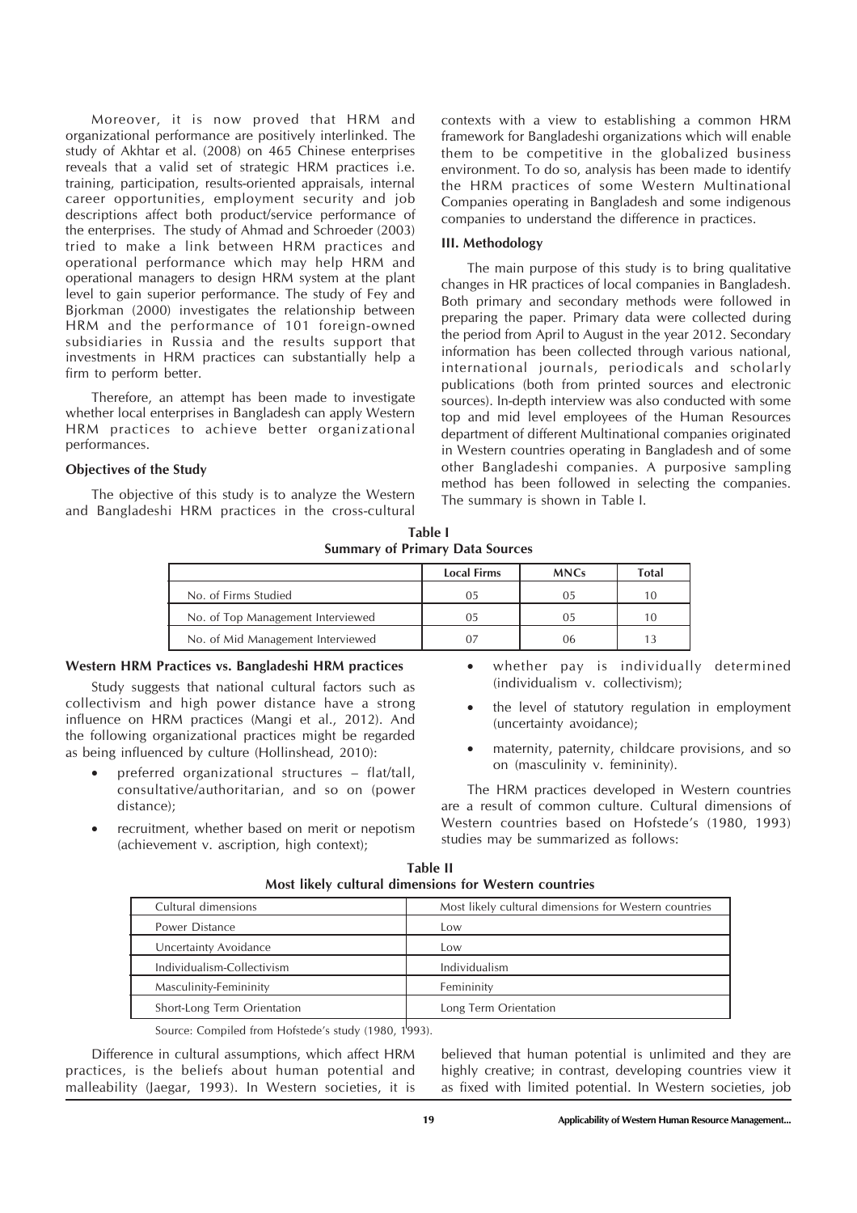Moreover, it is now proved that HRM and organizational performance are positively interlinked. The study of Akhtar et al. (2008) on 465 Chinese enterprises reveals that a valid set of strategic HRM practices i.e. training, participation, results-oriented appraisals, internal career opportunities, employment security and job descriptions affect both product/service performance of the enterprises. The study of Ahmad and Schroeder (2003) tried to make a link between HRM practices and operational performance which may help HRM and operational managers to design HRM system at the plant level to gain superior performance. The study of Fey and Bjorkman (2000) investigates the relationship between HRM and the performance of 101 foreign-owned subsidiaries in Russia and the results support that investments in HRM practices can substantially help a firm to perform better.

Therefore, an attempt has been made to investigate whether local enterprises in Bangladesh can apply Western HRM practices to achieve better organizational performances.

### Objectives of the Study

The objective of this study is to analyze the Western and Bangladeshi HRM practices in the cross-cultural contexts with a view to establishing a common HRM framework for Bangladeshi organizations which will enable them to be competitive in the globalized business environment. To do so, analysis has been made to identify the HRM practices of some Western Multinational Companies operating in Bangladesh and some indigenous companies to understand the difference in practices.

## III. Methodology

The main purpose of this study is to bring qualitative changes in HR practices of local companies in Bangladesh. Both primary and secondary methods were followed in preparing the paper. Primary data were collected during the period from April to August in the year 2012. Secondary information has been collected through various national, international journals, periodicals and scholarly publications (both from printed sources and electronic sources). In-depth interview was also conducted with some top and mid level employees of the Human Resources department of different Multinational companies originated in Western countries operating in Bangladesh and of some other Bangladeshi companies. A purposive sampling method has been followed in selecting the companies. The summary is shown in Table I.

**Table I**
**Summary of Primary Data Sources**

| | Local Firms | MNCs | Total |
|---|---|---|---|
| No. of Firms Studied | 05 | 05 | 10 |
| No. of Top Management Interviewed | 05 | 05 | 10 |
| No. of Mid Management Interviewed | 07 | 06 | 13 |

### Western HRM Practices vs. Bangladeshi HRM practices

Study suggests that national cultural factors such as collectivism and high power distance have a strong influence on HRM practices (Mangi et al., 2012). And the following organizational practices might be regarded as being influenced by culture (Hollinshead, 2010):

- preferred organizational structures – flat/tall, consultative/authoritarian, and so on (power distance);
- recruitment, whether based on merit or nepotism (achievement v. ascription, high context);
- whether pay is individually determined (individualism v. collectivism);
- the level of statutory regulation in employment (uncertainty avoidance);
- maternity, paternity, childcare provisions, and so on (masculinity v. femininity).

The HRM practices developed in Western countries are a result of common culture. Cultural dimensions of Western countries based on Hofstede's (1980, 1993) studies may be summarized as follows:

**Table II**
**Most likely cultural dimensions for Western countries**

| Cultural dimensions | Most likely cultural dimensions for Western countries |
|---|---|
| Power Distance | Low |
| Uncertainty Avoidance | Low |
| Individualism-Collectivism | Individualism |
| Masculinity-Femininity | Femininity |
| Short-Long Term Orientation | Long Term Orientation |

Source: Compiled from Hofstede's study (1980, 1993).

Difference in cultural assumptions, which affect HRM practices, is the beliefs about human potential and malleability (Jaegar, 1993). In Western societies, it is believed that human potential is unlimited and they are highly creative; in contrast, developing countries view it as fixed with limited potential. In Western societies, job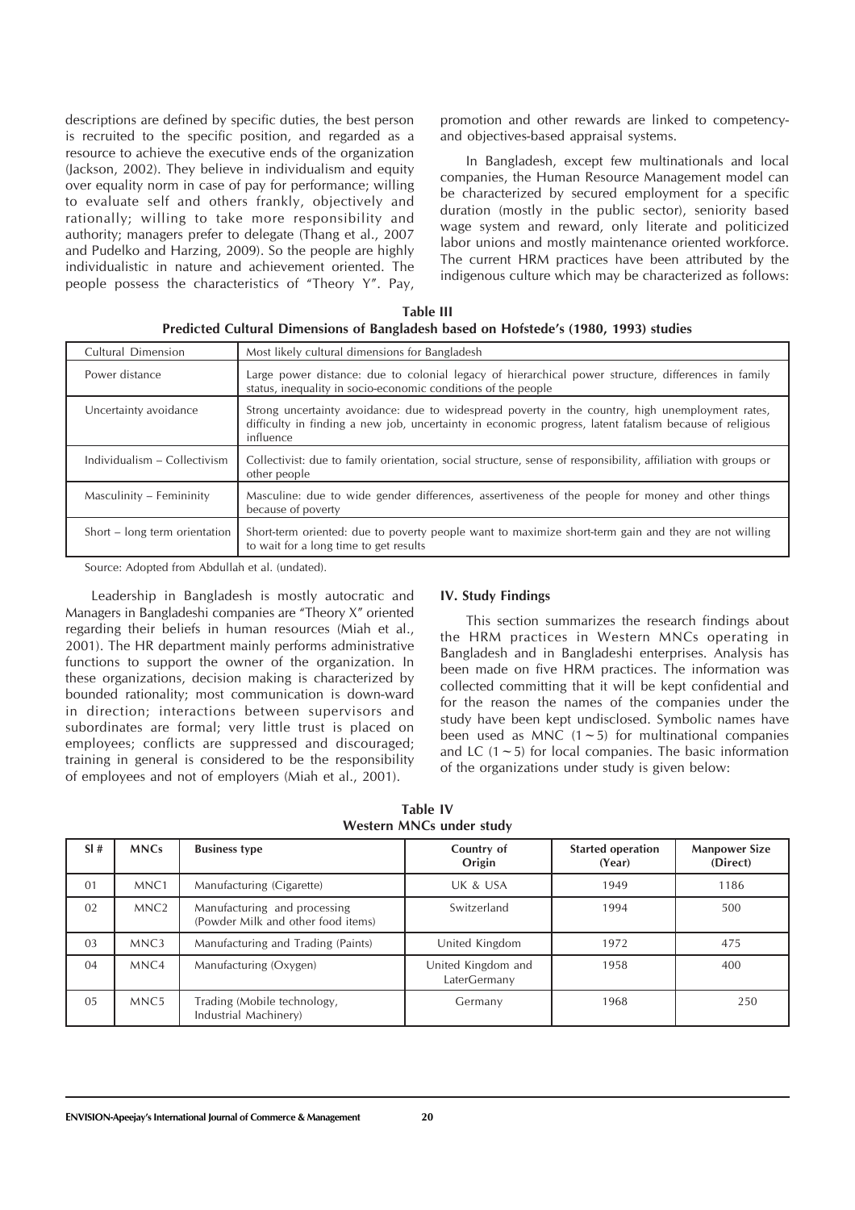descriptions are defined by specific duties, the best person is recruited to the specific position, and regarded as a resource to achieve the executive ends of the organization (Jackson, 2002). They believe in individualism and equity over equality norm in case of pay for performance; willing to evaluate self and others frankly, objectively and rationally; willing to take more responsibility and authority; managers prefer to delegate (Thang et al., 2007 and Pudelko and Harzing, 2009). So the people are highly individualistic in nature and achievement oriented. The people possess the characteristics of "Theory Y". Pay, promotion and other rewards are linked to competency- and objectives-based appraisal systems.

In Bangladesh, except few multinationals and local companies, the Human Resource Management model can be characterized by secured employment for a specific duration (mostly in the public sector), seniority based wage system and reward, only literate and politicized labor unions and mostly maintenance oriented workforce. The current HRM practices have been attributed by the indigenous culture which may be characterized as follows:

**Table III**
**Predicted Cultural Dimensions of Bangladesh based on Hofstede's (1980, 1993) studies**

| Cultural Dimension | Most likely cultural dimensions for Bangladesh |
|---|---|
| Power distance | Large power distance: due to colonial legacy of hierarchical power structure, differences in family status, inequality in socio-economic conditions of the people |
| Uncertainty avoidance | Strong uncertainty avoidance: due to widespread poverty in the country, high unemployment rates, difficulty in finding a new job, uncertainty in economic progress, latent fatalism because of religious influence |
| Individualism – Collectivism | Collectivist: due to family orientation, social structure, sense of responsibility, affiliation with groups or other people |
| Masculinity – Femininity | Masculine: due to wide gender differences, assertiveness of the people for money and other things because of poverty |
| Short – long term orientation | Short-term oriented: due to poverty people want to maximize short-term gain and they are not willing to wait for a long time to get results |

Source: Adopted from Abdullah et al. (undated).

Leadership in Bangladesh is mostly autocratic and Managers in Bangladeshi companies are "Theory X" oriented regarding their beliefs in human resources (Miah et al., 2001). The HR department mainly performs administrative functions to support the owner of the organization. In these organizations, decision making is characterized by bounded rationality; most communication is down-ward in direction; interactions between supervisors and subordinates are formal; very little trust is placed on employees; conflicts are suppressed and discouraged; training in general is considered to be the responsibility of employees and not of employers (Miah et al., 2001).

## IV. Study Findings

This section summarizes the research findings about the HRM practices in Western MNCs operating in Bangladesh and in Bangladeshi enterprises. Analysis has been made on five HRM practices. The information was collected committing that it will be kept confidential and for the reason the names of the companies under the study have been kept undisclosed. Symbolic names have been used as MNC (1 ~ 5) for multinational companies and LC (1 ~ 5) for local companies. The basic information of the organizations under study is given below:

**Table IV**
**Western MNCs under study**

| Sl # | MNCs | Business type | Country of Origin | Started operation (Year) | Manpower Size (Direct) |
|---|---|---|---|---|---|
| 01 | MNC1 | Manufacturing (Cigarette) | UK & USA | 1949 | 1186 |
| 02 | MNC2 | Manufacturing and processing (Powder Milk and other food items) | Switzerland | 1994 | 500 |
| 03 | MNC3 | Manufacturing and Trading (Paints) | United Kingdom | 1972 | 475 |
| 04 | MNC4 | Manufacturing (Oxygen) | United Kingdom and LaterGermany | 1958 | 400 |
| 05 | MNC5 | Trading (Mobile technology, Industrial Machinery) | Germany | 1968 | 250 |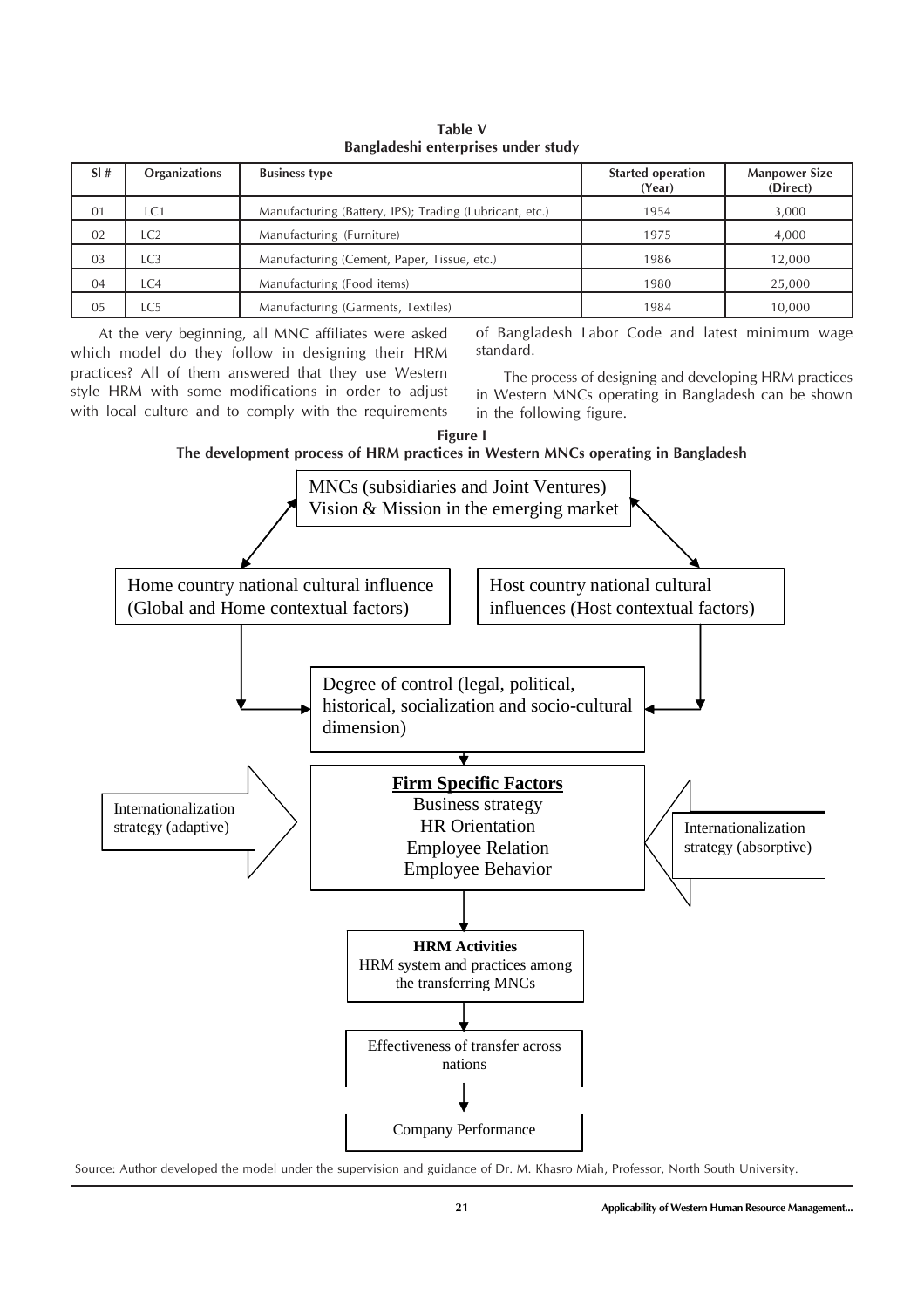**Table V**
**Bangladeshi enterprises under study**

| Sl # | Organizations | Business type | Started operation (Year) | Manpower Size (Direct) |
|---|---|---|---|---|
| 01 | LC1 | Manufacturing (Battery, IPS); Trading (Lubricant, etc.) | 1954 | 3,000 |
| 02 | LC2 | Manufacturing (Furniture) | 1975 | 4,000 |
| 03 | LC3 | Manufacturing (Cement, Paper, Tissue, etc.) | 1986 | 12,000 |
| 04 | LC4 | Manufacturing (Food items) | 1980 | 25,000 |
| 05 | LC5 | Manufacturing (Garments, Textiles) | 1984 | 10,000 |

At the very beginning, all MNC affiliates were asked which model do they follow in designing their HRM practices? All of them answered that they use Western style HRM with some modifications in order to adjust with local culture and to comply with the requirements of Bangladesh Labor Code and latest minimum wage standard.

The process of designing and developing HRM practices in Western MNCs operating in Bangladesh can be shown in the following figure.

**Figure I**
**The development process of HRM practices in Western MNCs operating in Bangladesh**

MNCs (subsidiaries and Joint Ventures) Vision & Mission in the emerging market

Home country national cultural influence (Global and Home contextual factors)

Host country national cultural influences (Host contextual factors)

Degree of control (legal, political, historical, socialization and socio-cultural dimension)

Internationalization strategy (adaptive)

**Firm Specific Factors**
Business strategy
HR Orientation
Employee Relation
Employee Behavior

Internationalization strategy (absorptive)

**HRM Activities**
HRM system and practices among the transferring MNCs

Effectiveness of transfer across nations

Company Performance

Source: Author developed the model under the supervision and guidance of Dr. M. Khasro Miah, Professor, North South University.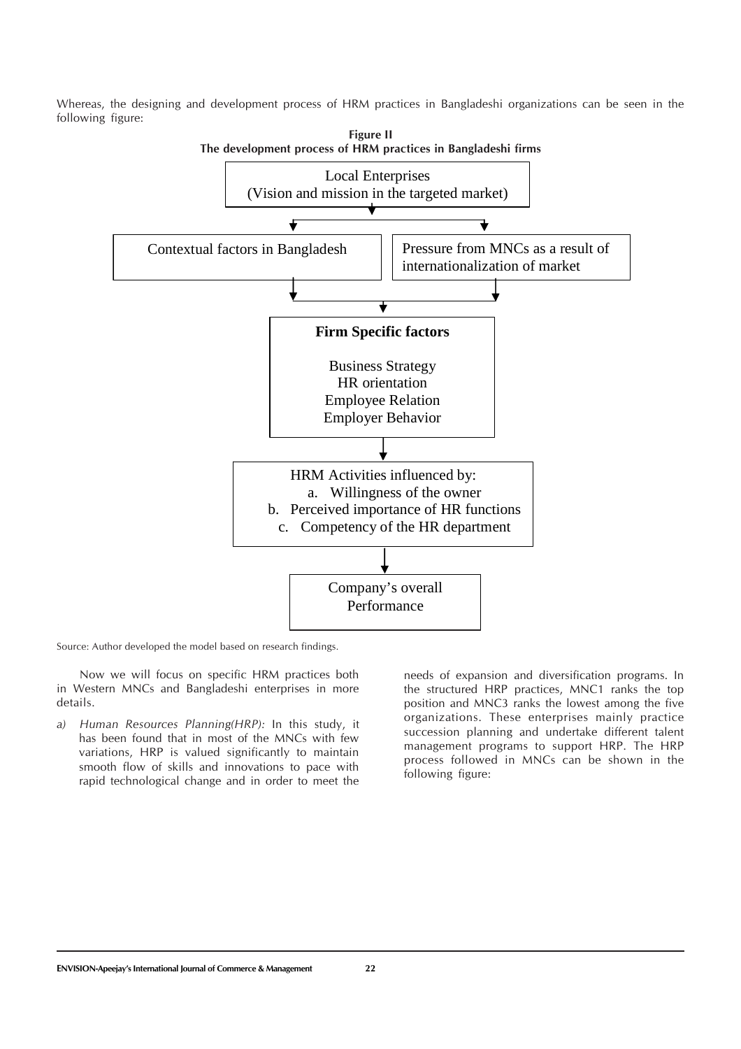Whereas, the designing and development process of HRM practices in Bangladeshi organizations can be seen in the following figure:

**Figure II**
**The development process of HRM practices in Bangladeshi firms**

Local Enterprises
(Vision and mission in the targeted market)

↓ ↓

Contextual factors in Bangladesh | Pressure from MNCs as a result of internationalization of market

↓

**Firm Specific factors**

Business Strategy
HR orientation
Employee Relation
Employer Behavior

↓

HRM Activities influenced by:
a. Willingness of the owner
b. Perceived importance of HR functions
c. Competency of the HR department

↓

Company's overall Performance

Source: Author developed the model based on research findings.

Now we will focus on specific HRM practices both in Western MNCs and Bangladeshi enterprises in more details.

a) *Human Resources Planning(HRP):* In this study, it has been found that in most of the MNCs with few variations, HRP is valued significantly to maintain smooth flow of skills and innovations to pace with rapid technological change and in order to meet the needs of expansion and diversification programs. In the structured HRP practices, MNC1 ranks the top position and MNC3 ranks the lowest among the five organizations. These enterprises mainly practice succession planning and undertake different talent management programs to support HRP. The HRP process followed in MNCs can be shown in the following figure: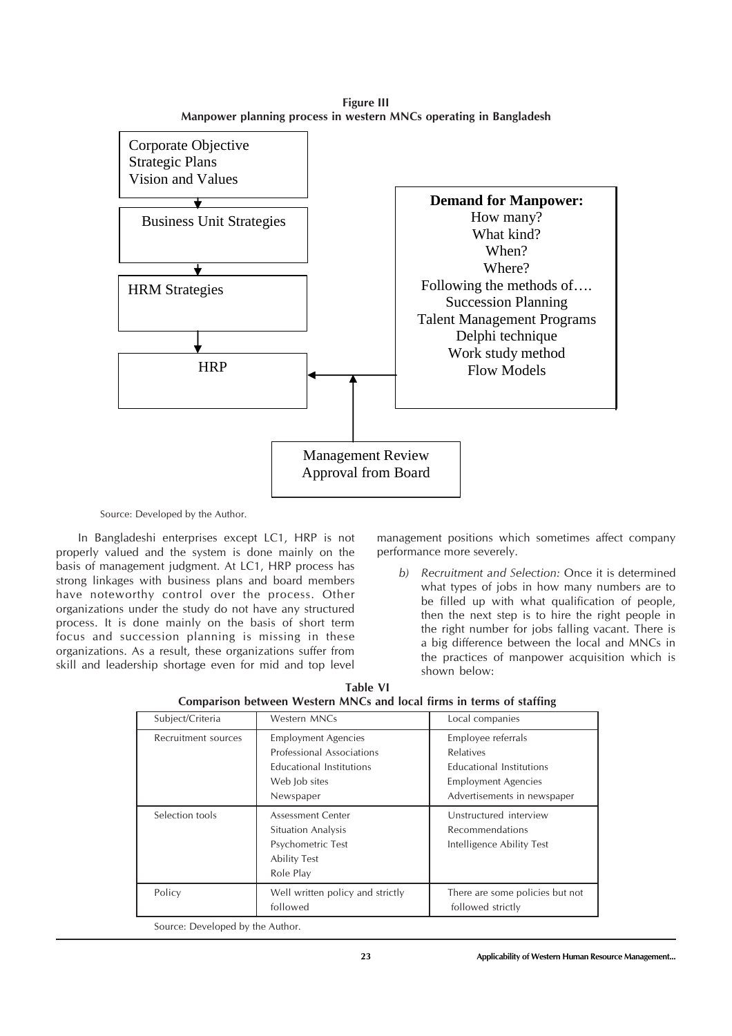**Figure III**
**Manpower planning process in western MNCs operating in Bangladesh**

Corporate Objective
Strategic Plans
Vision and Values

Business Unit Strategies

HRM Strategies

HRP

**Demand for Manpower:**
How many?
What kind?
When?
Where?
Following the methods of….
Succession Planning
Talent Management Programs
Delphi technique
Work study method
Flow Models

Management Review
Approval from Board

Source: Developed by the Author.

In Bangladeshi enterprises except LC1, HRP is not properly valued and the system is done mainly on the basis of management judgment. At LC1, HRP process has strong linkages with business plans and board members have noteworthy control over the process. Other organizations under the study do not have any structured process. It is done mainly on the basis of short term focus and succession planning is missing in these organizations. As a result, these organizations suffer from skill and leadership shortage even for mid and top level management positions which sometimes affect company performance more severely.

*b) Recruitment and Selection:* Once it is determined what types of jobs in how many numbers are to be filled up with what qualification of people, then the next step is to hire the right people in the right number for jobs falling vacant. There is a big difference between the local and MNCs in the practices of manpower acquisition which is shown below:

**Table VI**
**Comparison between Western MNCs and local firms in terms of staffing**

| Subject/Criteria | Western MNCs | Local companies |
|---|---|---|
| Recruitment sources | Employment Agencies<br>Professional Associations<br>Educational Institutions<br>Web Job sites<br>Newspaper | Employee referrals<br>Relatives<br>Educational Institutions<br>Employment Agencies<br>Advertisements in newspaper |
| Selection tools | Assessment Center<br>Situation Analysis<br>Psychometric Test<br>Ability Test<br>Role Play | Unstructured interview<br>Recommendations<br>Intelligence Ability Test |
| Policy | Well written policy and strictly followed | There are some policies but not followed strictly |

Source: Developed by the Author.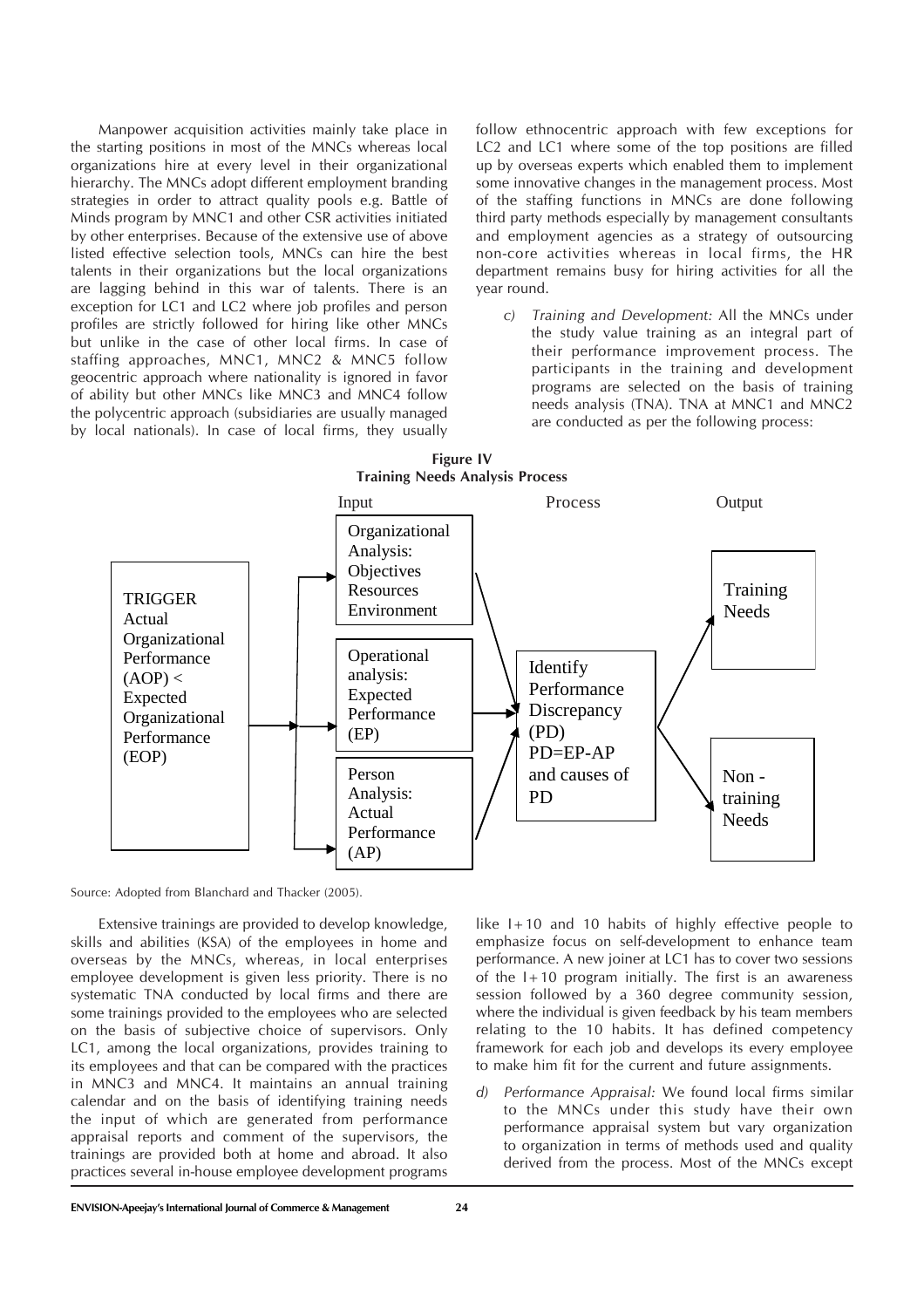Manpower acquisition activities mainly take place in the starting positions in most of the MNCs whereas local organizations hire at every level in their organizational hierarchy. The MNCs adopt different employment branding strategies in order to attract quality pools e.g. Battle of Minds program by MNC1 and other CSR activities initiated by other enterprises. Because of the extensive use of above listed effective selection tools, MNCs can hire the best talents in their organizations but the local organizations are lagging behind in this war of talents. There is an exception for LC1 and LC2 where job profiles and person profiles are strictly followed for hiring like other MNCs but unlike in the case of other local firms. In case of staffing approaches, MNC1, MNC2 & MNC5 follow geocentric approach where nationality is ignored in favor of ability but other MNCs like MNC3 and MNC4 follow the polycentric approach (subsidiaries are usually managed by local nationals). In case of local firms, they usually follow ethnocentric approach with few exceptions for LC2 and LC1 where some of the top positions are filled up by overseas experts which enabled them to implement some innovative changes in the management process. Most of the staffing functions in MNCs are done following third party methods especially by management consultants and employment agencies as a strategy of outsourcing non-core activities whereas in local firms, the HR department remains busy for hiring activities for all the year round.

c) *Training and Development:* All the MNCs under the study value training as an integral part of their performance improvement process. The participants in the training and development programs are selected on the basis of training needs analysis (TNA). TNA at MNC1 and MNC2 are conducted as per the following process:

**Figure IV**
**Training Needs Analysis Process**

| | Input | Process | Output |
|---|---|---|---|
| TRIGGER Actual Organizational Performance (AOP) < Expected Organizational Performance (EOP) | Organizational Analysis: Objectives Resources Environment | Identify Performance Discrepancy (PD) PD=EP-AP and causes of PD | Training Needs |
| | Operational analysis: Expected Performance (EP) | | |
| | Person Analysis: Actual Performance (AP) | | Non - training Needs |

Source: Adopted from Blanchard and Thacker (2005).

Extensive trainings are provided to develop knowledge, skills and abilities (KSA) of the employees in home and overseas by the MNCs, whereas, in local enterprises employee development is given less priority. There is no systematic TNA conducted by local firms and there are some trainings provided to the employees who are selected on the basis of subjective choice of supervisors. Only LC1, among the local organizations, provides training to its employees and that can be compared with the practices in MNC3 and MNC4. It maintains an annual training calendar and on the basis of identifying training needs the input of which are generated from performance appraisal reports and comment of the supervisors, the trainings are provided both at home and abroad. It also practices several in-house employee development programs like I+10 and 10 habits of highly effective people to emphasize focus on self-development to enhance team performance. A new joiner at LC1 has to cover two sessions of the I+10 program initially. The first is an awareness session followed by a 360 degree community session, where the individual is given feedback by his team members relating to the 10 habits. It has defined competency framework for each job and develops its every employee to make him fit for the current and future assignments.

d) *Performance Appraisal:* We found local firms similar to the MNCs under this study have their own performance appraisal system but vary organization to organization in terms of methods used and quality derived from the process. Most of the MNCs except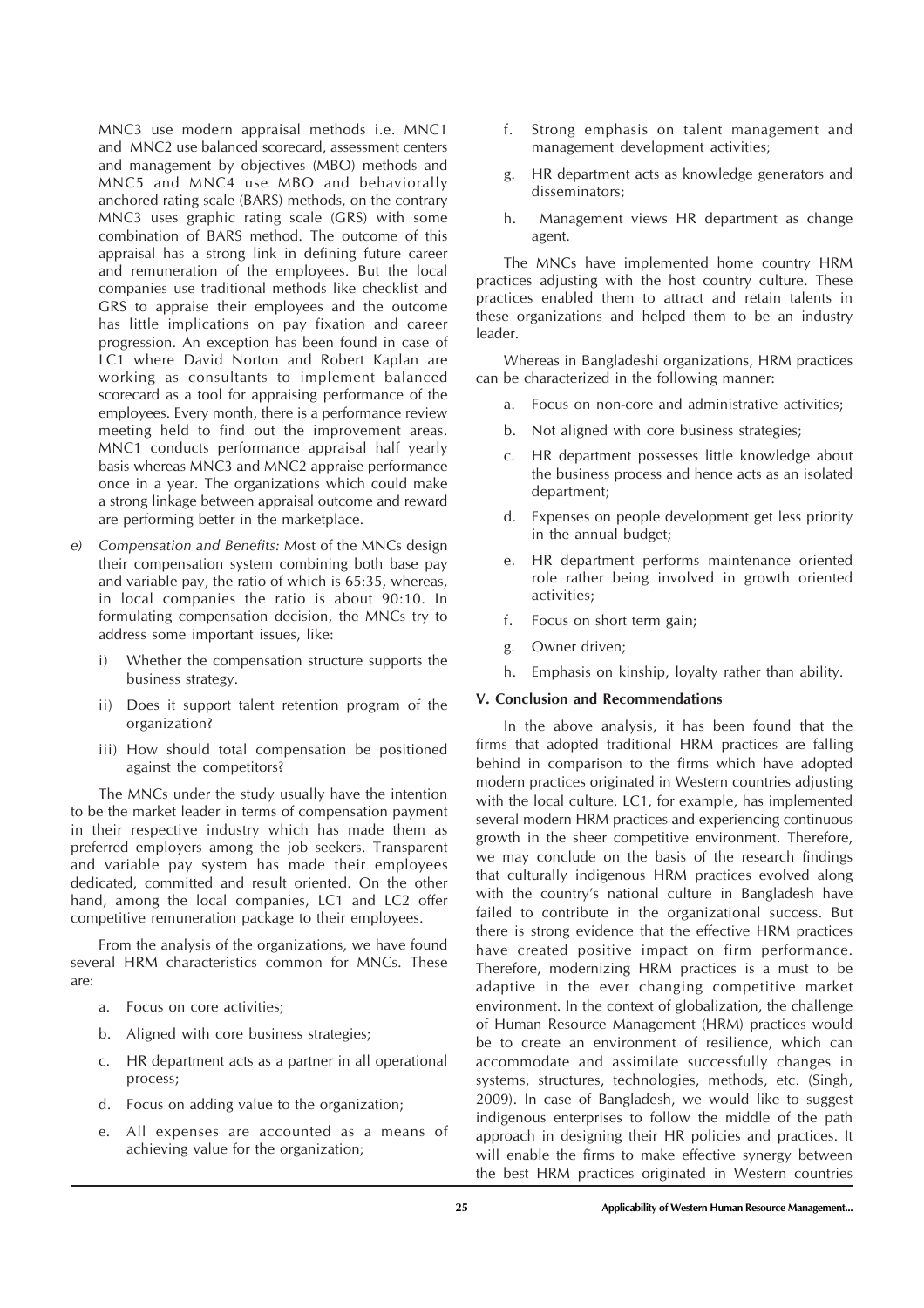MNC3 use modern appraisal methods i.e. MNC1 and MNC2 use balanced scorecard, assessment centers and management by objectives (MBO) methods and MNC5 and MNC4 use MBO and behaviorally anchored rating scale (BARS) methods, on the contrary MNC3 uses graphic rating scale (GRS) with some combination of BARS method. The outcome of this appraisal has a strong link in defining future career and remuneration of the employees. But the local companies use traditional methods like checklist and GRS to appraise their employees and the outcome has little implications on pay fixation and career progression. An exception has been found in case of LC1 where David Norton and Robert Kaplan are working as consultants to implement balanced scorecard as a tool for appraising performance of the employees. Every month, there is a performance review meeting held to find out the improvement areas. MNC1 conducts performance appraisal half yearly basis whereas MNC3 and MNC2 appraise performance once in a year. The organizations which could make a strong linkage between appraisal outcome and reward are performing better in the marketplace.

e) *Compensation and Benefits:* Most of the MNCs design their compensation system combining both base pay and variable pay, the ratio of which is 65:35, whereas, in local companies the ratio is about 90:10. In formulating compensation decision, the MNCs try to address some important issues, like:

   i) Whether the compensation structure supports the business strategy.

   ii) Does it support talent retention program of the organization?

   iii) How should total compensation be positioned against the competitors?

The MNCs under the study usually have the intention to be the market leader in terms of compensation payment in their respective industry which has made them as preferred employers among the job seekers. Transparent and variable pay system has made their employees dedicated, committed and result oriented. On the other hand, among the local companies, LC1 and LC2 offer competitive remuneration package to their employees.

From the analysis of the organizations, we have found several HRM characteristics common for MNCs. These are:

a. Focus on core activities;

b. Aligned with core business strategies;

c. HR department acts as a partner in all operational process;

d. Focus on adding value to the organization;

e. All expenses are accounted as a means of achieving value for the organization;

f. Strong emphasis on talent management and management development activities;

g. HR department acts as knowledge generators and disseminators;

h. Management views HR department as change agent.

The MNCs have implemented home country HRM practices adjusting with the host country culture. These practices enabled them to attract and retain talents in these organizations and helped them to be an industry leader.

Whereas in Bangladeshi organizations, HRM practices can be characterized in the following manner:

a. Focus on non-core and administrative activities;

b. Not aligned with core business strategies;

c. HR department possesses little knowledge about the business process and hence acts as an isolated department;

d. Expenses on people development get less priority in the annual budget;

e. HR department performs maintenance oriented role rather being involved in growth oriented activities;

f. Focus on short term gain;

g. Owner driven;

h. Emphasis on kinship, loyalty rather than ability.

### V. Conclusion and Recommendations

In the above analysis, it has been found that the firms that adopted traditional HRM practices are falling behind in comparison to the firms which have adopted modern practices originated in Western countries adjusting with the local culture. LC1, for example, has implemented several modern HRM practices and experiencing continuous growth in the sheer competitive environment. Therefore, we may conclude on the basis of the research findings that culturally indigenous HRM practices evolved along with the country's national culture in Bangladesh have failed to contribute in the organizational success. But there is strong evidence that the effective HRM practices have created positive impact on firm performance. Therefore, modernizing HRM practices is a must to be adaptive in the ever changing competitive market environment. In the context of globalization, the challenge of Human Resource Management (HRM) practices would be to create an environment of resilience, which can accommodate and assimilate successfully changes in systems, structures, technologies, methods, etc. (Singh, 2009). In case of Bangladesh, we would like to suggest indigenous enterprises to follow the middle of the path approach in designing their HR policies and practices. It will enable the firms to make effective synergy between the best HRM practices originated in Western countries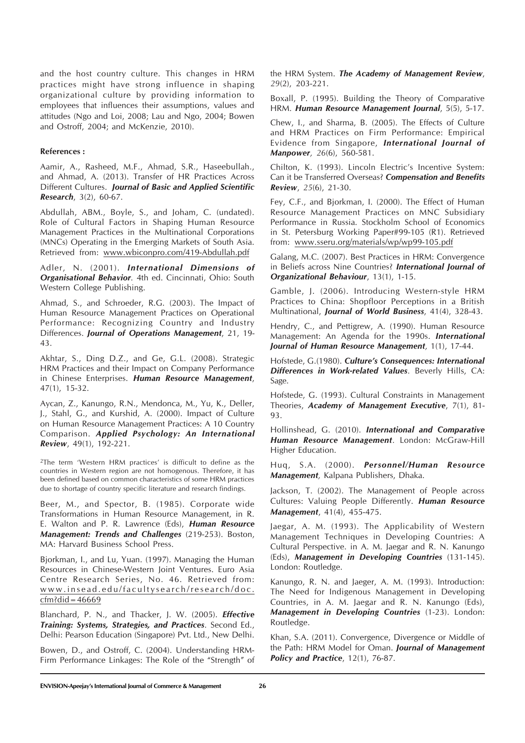and the host country culture. This changes in HRM practices might have strong influence in shaping organizational culture by providing information to employees that influences their assumptions, values and attitudes (Ngo and Loi, 2008; Lau and Ngo, 2004; Bowen and Ostroff, 2004; and McKenzie, 2010).

**References :**

Aamir, A., Rasheed, M.F., Ahmad, S.R., Haseebullah., and Ahmad, A. (2013). Transfer of HR Practices Across Different Cultures. ***Journal of Basic and Applied Scientific Research***, 3(2), 60-67.

Abdullah, ABM., Boyle, S., and Joham, C. (undated). Role of Cultural Factors in Shaping Human Resource Management Practices in the Multinational Corporations (MNCs) Operating in the Emerging Markets of South Asia. Retrieved from: www.wbiconpro.com/419-Abdullah.pdf

Adler, N. (2001). ***International Dimensions of Organisational Behavior***. 4th ed. Cincinnati, Ohio: South Western College Publishing.

Ahmad, S., and Schroeder, R.G. (2003). The Impact of Human Resource Management Practices on Operational Performance: Recognizing Country and Industry Differences. ***Journal of Operations Management***, 21, 19-43.

Akhtar, S., Ding D.Z., and Ge, G.L. (2008). Strategic HRM Practices and their Impact on Company Performance in Chinese Enterprises. ***Human Resource Management***, 47(1), 15-32.

Aycan, Z., Kanungo, R.N., Mendonca, M., Yu, K., Deller, J., Stahl, G., and Kurshid, A. (2000). Impact of Culture on Human Resource Management Practices: A 10 Country Comparison. ***Applied Psychology: An International Review***, 49(1), 192-221.

[2]The term 'Western HRM practices' is difficult to define as the countries in Western region are not homogenous. Therefore, it has been defined based on common characteristics of some HRM practices due to shortage of country specific literature and research findings.

Beer, M., and Spector, B. (1985). Corporate wide Transformations in Human Resource Management, in R. E. Walton and P. R. Lawrence (Eds), ***Human Resource Management: Trends and Challenges*** (219-253). Boston, MA: Harvard Business School Press.

Bjorkman, I., and Lu, Yuan. (1997). Managing the Human Resources in Chinese-Western Joint Ventures. Euro Asia Centre Research Series, No. 46. Retrieved from: www.insead.edu/facultysearch/research/doc.cfm?did=46669

Blanchard, P. N., and Thacker, J. W. (2005). ***Effective Training: Systems, Strategies, and Practices***. Second Ed., Delhi: Pearson Education (Singapore) Pvt. Ltd., New Delhi.

Bowen, D., and Ostroff, C. (2004). Understanding HRM-Firm Performance Linkages: The Role of the "Strength" of the HRM System. ***The Academy of Management Review***, *29*(2), 203-221.

Boxall, P. (1995). Building the Theory of Comparative HRM. ***Human Resource Management Journal***, 5(5), 5-17.

Chew, I., and Sharma, B. (2005). The Effects of Culture and HRM Practices on Firm Performance: Empirical Evidence from Singapore, ***International Journal of Manpower***, *26*(6), 560-581.

Chilton, K. (1993). Lincoln Electric's Incentive System: Can it be Transferred Overseas? ***Compensation and Benefits Review***, *25*(6), 21-30.

Fey, C.F., and Bjorkman, I. (2000). The Effect of Human Resource Management Practices on MNC Subsidiary Performance in Russia. Stockholm School of Economics in St. Petersburg Working Paper#99-105 (R1). Retrieved from: www.sseru.org/materials/wp/wp99-105.pdf

Galang, M.C. (2007). Best Practices in HRM: Convergence in Beliefs across Nine Countries? ***International Journal of Organizational Behaviour***, 13(1), 1-15.

Gamble, J. (2006). Introducing Western-style HRM Practices to China: Shopfloor Perceptions in a British Multinational, ***Journal of World Business***, 41(4), 328-43.

Hendry, C., and Pettigrew, A. (1990). Human Resource Management: An Agenda for the 1990s. ***International Journal of Human Resource Management***, 1(1), 17-44.

Hofstede, G.(1980). ***Culture's Consequences: International Differences in Work-related Values***. Beverly Hills, CA: Sage.

Hofstede, G. (1993). Cultural Constraints in Management Theories, ***Academy of Management Executive***, 7(1), 81-93.

Hollinshead, G. (2010). ***International and Comparative Human Resource Management***. London: McGraw-Hill Higher Education.

Huq, S.A. (2000). ***Personnel/Human Resource Management***, Kalpana Publishers, Dhaka.

Jackson, T. (2002). The Management of People across Cultures: Valuing People Differently. ***Human Resource Management***, 41(4), 455-475.

Jaegar, A. M. (1993). The Applicability of Western Management Techniques in Developing Countries: A Cultural Perspective. in A. M. Jaegar and R. N. Kanungo (Eds), ***Management in Developing Countries*** (131-145). London: Routledge.

Kanungo, R. N. and Jaeger, A. M. (1993). Introduction: The Need for Indigenous Management in Developing Countries, in A. M. Jaegar and R. N. Kanungo (Eds), ***Management in Developing Countries*** (1-23). London: Routledge.

Khan, S.A. (2011). Convergence, Divergence or Middle of the Path: HRM Model for Oman. ***Journal of Management Policy and Practice***, 12(1), 76-87.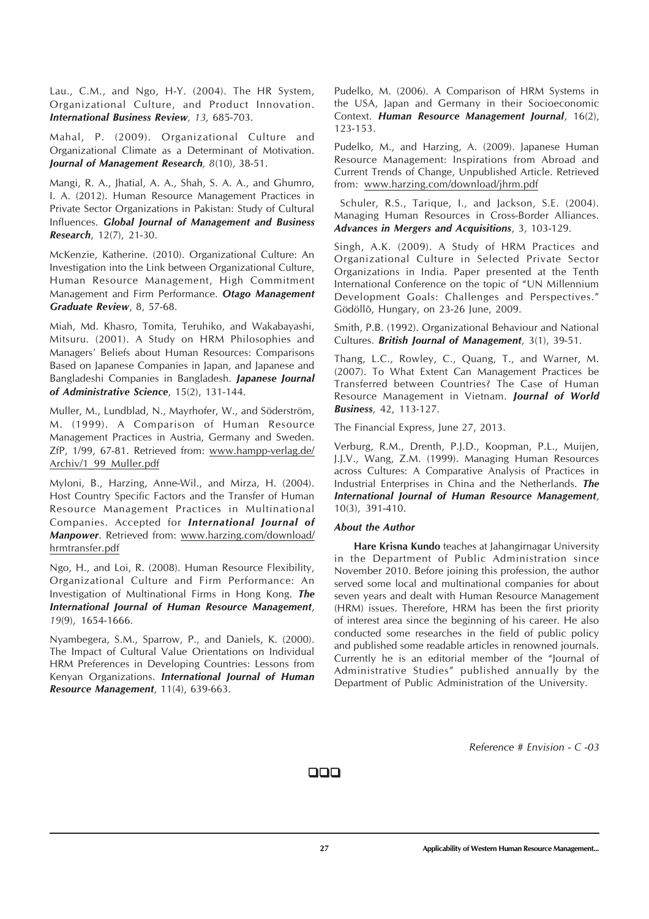Lau., C.M., and Ngo, H-Y. (2004). The HR System, Organizational Culture, and Product Innovation. ***International Business Review****, 13,* 685-703.

Mahal, P. (2009). Organizational Culture and Organizational Climate as a Determinant of Motivation. ***Journal of Management Research****, 8*(10), 38-51.

Mangi, R. A., Jhatial, A. A., Shah, S. A. A., and Ghumro, I. A. (2012). Human Resource Management Practices in Private Sector Organizations in Pakistan: Study of Cultural Influences. ***Global Journal of Management and Business Research***, 12(7), 21-30.

McKenzie, Katherine. (2010). Organizational Culture: An Investigation into the Link between Organizational Culture, Human Resource Management, High Commitment Management and Firm Performance. ***Otago Management Graduate Review***, 8, 57-68.

Miah, Md. Khasro, Tomita, Teruhiko, and Wakabayashi, Mitsuru. (2001). A Study on HRM Philosophies and Managers' Beliefs about Human Resources: Comparisons Based on Japanese Companies in Japan, and Japanese and Bangladeshi Companies in Bangladesh. ***Japanese Journal of Administrative Science***, 15(2), 131-144.

Muller, M., Lundblad, N., Mayrhofer, W., and Söderström, M. (1999). A Comparison of Human Resource Management Practices in Austria, Germany and Sweden. ZfP, 1/99, 67-81. Retrieved from: www.hampp-verlag.de/Archiv/1_99_Muller.pdf

Myloni, B., Harzing, Anne-Wil., and Mirza, H. (2004). Host Country Specific Factors and the Transfer of Human Resource Management Practices in Multinational Companies. Accepted for ***International Journal of Manpower***. Retrieved from: www.harzing.com/download/hrmtransfer.pdf

Ngo, H., and Loi, R. (2008). Human Resource Flexibility, Organizational Culture and Firm Performance: An Investigation of Multinational Firms in Hong Kong. ***The International Journal of Human Resource Management***, *19*(9), 1654-1666.

Nyambegera, S.M., Sparrow, P., and Daniels, K. (2000). The Impact of Cultural Value Orientations on Individual HRM Preferences in Developing Countries: Lessons from Kenyan Organizations. ***International Journal of Human Resource Management***, 11(4), 639-663.

Pudelko, M. (2006). A Comparison of HRM Systems in the USA, Japan and Germany in their Socioeconomic Context. ***Human Resource Management Journal***, 16(2), 123-153.

Pudelko, M., and Harzing, A. (2009). Japanese Human Resource Management: Inspirations from Abroad and Current Trends of Change, Unpublished Article. Retrieved from: www.harzing.com/download/jhrm.pdf

Schuler, R.S., Tarique, I., and Jackson, S.E. (2004). Managing Human Resources in Cross-Border Alliances. ***Advances in Mergers and Acquisitions***, 3, 103-129.

Singh, A.K. (2009). A Study of HRM Practices and Organizational Culture in Selected Private Sector Organizations in India. Paper presented at the Tenth International Conference on the topic of "UN Millennium Development Goals: Challenges and Perspectives." Gödöllõ, Hungary, on 23-26 June, 2009.

Smith, P.B. (1992). Organizational Behaviour and National Cultures. ***British Journal of Management****,* 3(1), 39-51.

Thang, L.C., Rowley, C., Quang, T., and Warner, M. (2007). To What Extent Can Management Practices be Transferred between Countries? The Case of Human Resource Management in Vietnam. ***Journal of World Business***, 42, 113-127.

The Financial Express, June 27, 2013.

Verburg, R.M., Drenth, P.J.D., Koopman, P.L., Muijen, J.J.V., Wang, Z.M. (1999). Managing Human Resources across Cultures: A Comparative Analysis of Practices in Industrial Enterprises in China and the Netherlands. ***The International Journal of Human Resource Management***, 10(3), 391-410.

#### *About the Author*

**Hare Krisna Kundo** teaches at Jahangirnagar University in the Department of Public Administration since November 2010. Before joining this profession, the author served some local and multinational companies for about seven years and dealt with Human Resource Management (HRM) issues. Therefore, HRM has been the first priority of interest area since the beginning of his career. He also conducted some researches in the field of public policy and published some readable articles in renowned journals. Currently he is an editorial member of the "Journal of Administrative Studies" published annually by the Department of Public Administration of the University.

*Reference # Envision - C -03*